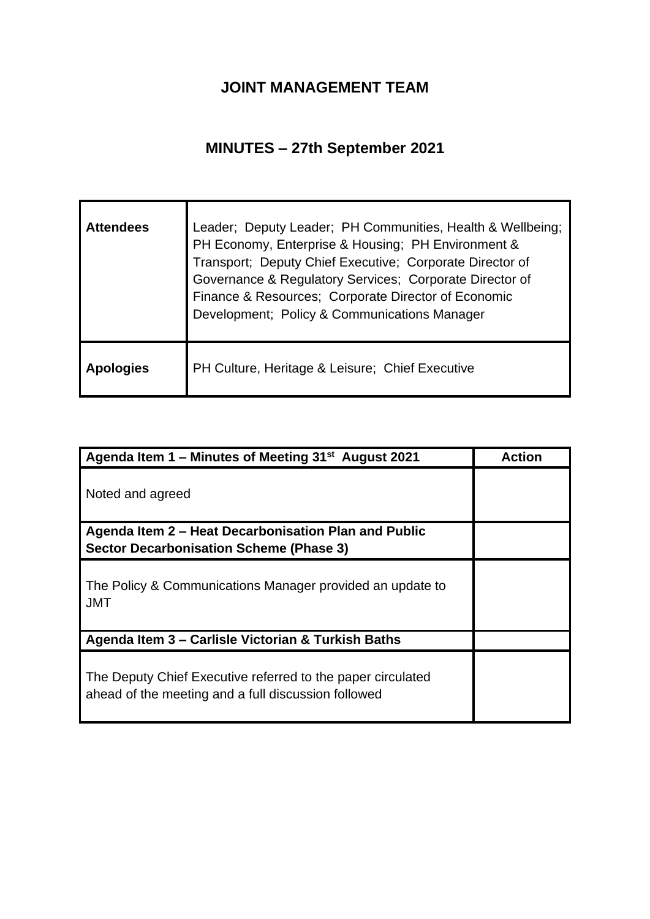# JOINT MANAGEMENT TEAM

## MINUTES – 27th September 2021

| **Attendees** | Leader; Deputy Leader; PH Communities, Health & Wellbeing; PH Economy, Enterprise & Housing; PH Environment & Transport; Deputy Chief Executive; Corporate Director of Governance & Regulatory Services; Corporate Director of Finance & Resources; Corporate Director of Economic Development; Policy & Communications Manager |
|---|---|
| **Apologies** | PH Culture, Heritage & Leisure; Chief Executive |

| **Agenda Item 1 – Minutes of Meeting 31st August 2021** | **Action** |
|---|---|
| Noted and agreed | |
| **Agenda Item 2 – Heat Decarbonisation Plan and Public Sector Decarbonisation Scheme (Phase 3)** | |
| The Policy & Communications Manager provided an update to JMT | |
| **Agenda Item 3 – Carlisle Victorian & Turkish Baths** | |
| The Deputy Chief Executive referred to the paper circulated ahead of the meeting and a full discussion followed | |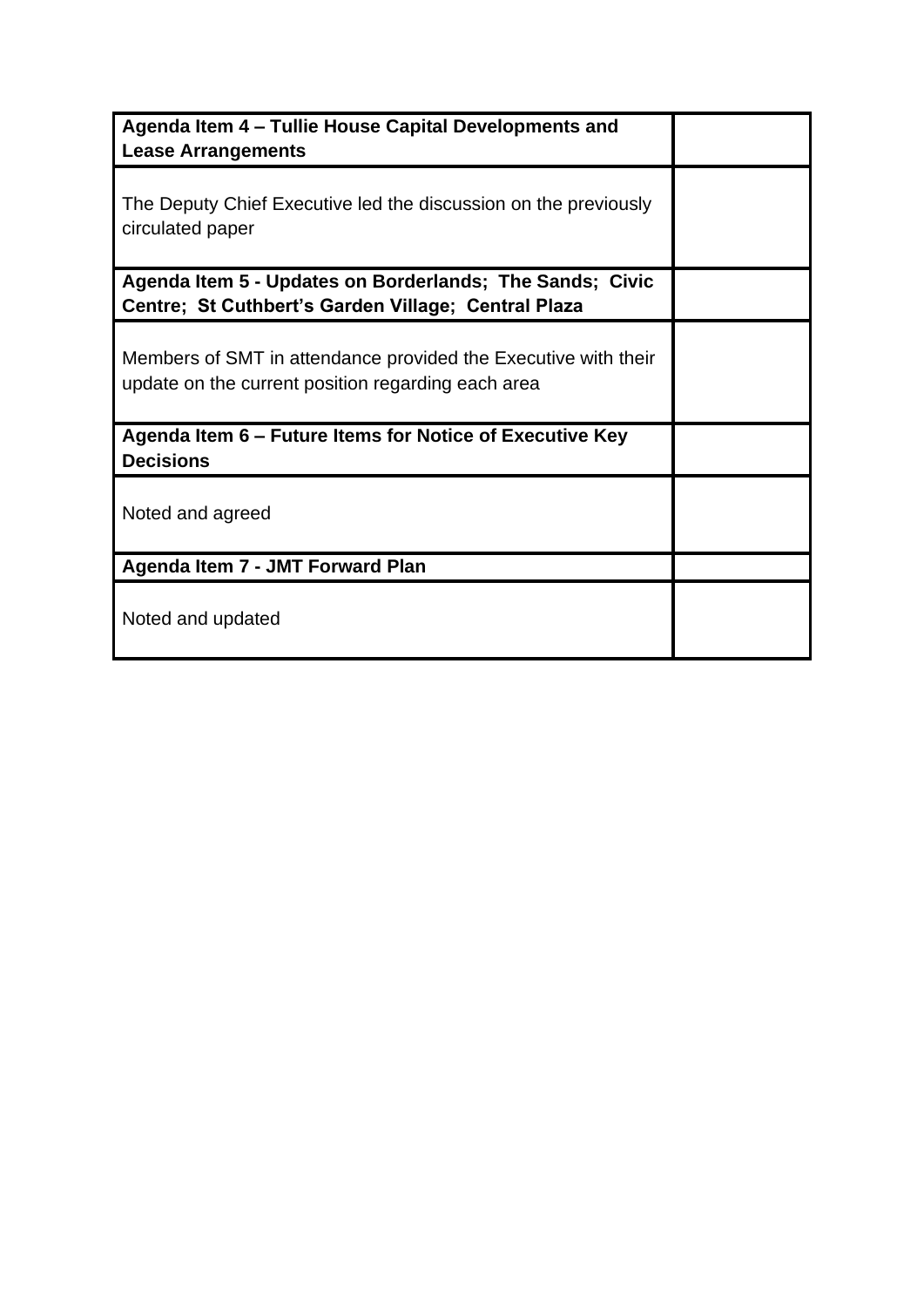| | |
|---|---|
| **Agenda Item 4 – Tullie House Capital Developments and Lease Arrangements** | |
| The Deputy Chief Executive led the discussion on the previously circulated paper | |
| **Agenda Item 5 - Updates on Borderlands; The Sands; Civic Centre; St Cuthbert's Garden Village; Central Plaza** | |
| Members of SMT in attendance provided the Executive with their update on the current position regarding each area | |
| **Agenda Item 6 – Future Items for Notice of Executive Key Decisions** | |
| Noted and agreed | |
| **Agenda Item 7 - JMT Forward Plan** | |
| Noted and updated | |